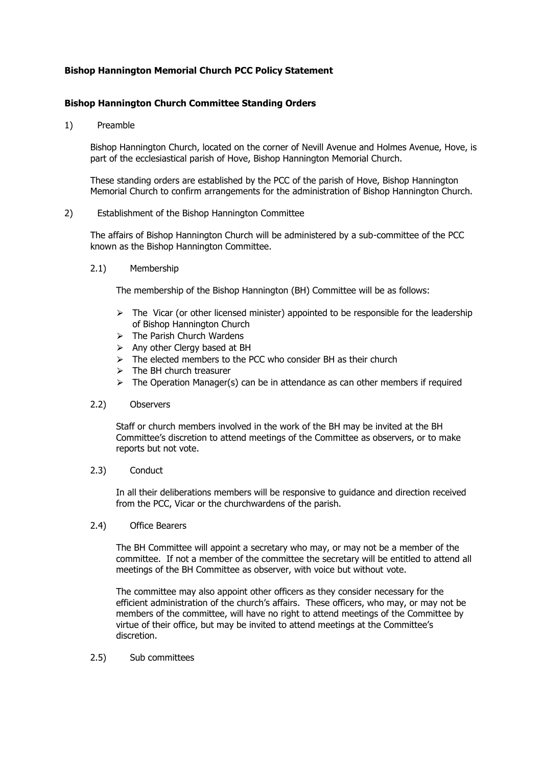**Bishop Hannington Memorial Church PCC Policy Statement**

**Bishop Hannington Church Committee Standing Orders**

1) Preamble

Bishop Hannington Church, located on the corner of Nevill Avenue and Holmes Avenue, Hove, is part of the ecclesiastical parish of Hove, Bishop Hannington Memorial Church.

These standing orders are established by the PCC of the parish of Hove, Bishop Hannington Memorial Church to confirm arrangements for the administration of Bishop Hannington Church.

2) Establishment of the Bishop Hannington Committee

The affairs of Bishop Hannington Church will be administered by a sub-committee of the PCC known as the Bishop Hannington Committee.

2.1) Membership

The membership of the Bishop Hannington (BH) Committee will be as follows:

- The Vicar (or other licensed minister) appointed to be responsible for the leadership of Bishop Hannington Church
- The Parish Church Wardens
- Any other Clergy based at BH
- The elected members to the PCC who consider BH as their church
- The BH church treasurer
- The Operation Manager(s) can be in attendance as can other members if required

2.2) Observers

Staff or church members involved in the work of the BH may be invited at the BH Committee's discretion to attend meetings of the Committee as observers, or to make reports but not vote.

2.3) Conduct

In all their deliberations members will be responsive to guidance and direction received from the PCC, Vicar or the churchwardens of the parish.

2.4) Office Bearers

The BH Committee will appoint a secretary who may, or may not be a member of the committee. If not a member of the committee the secretary will be entitled to attend all meetings of the BH Committee as observer, with voice but without vote.

The committee may also appoint other officers as they consider necessary for the efficient administration of the church's affairs. These officers, who may, or may not be members of the committee, will have no right to attend meetings of the Committee by virtue of their office, but may be invited to attend meetings at the Committee's discretion.

2.5) Sub committees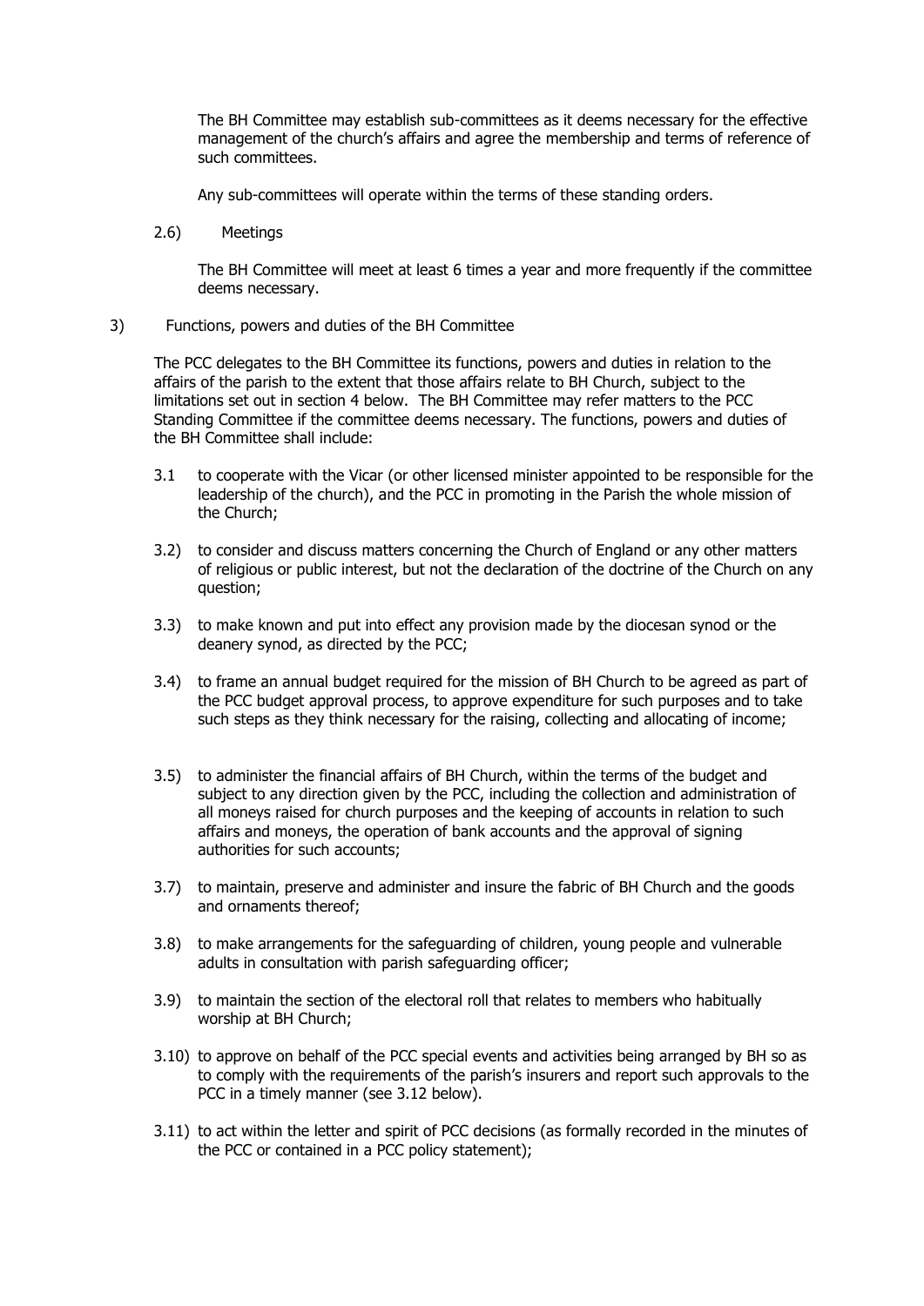The BH Committee may establish sub-committees as it deems necessary for the effective management of the church's affairs and agree the membership and terms of reference of such committees.

Any sub-committees will operate within the terms of these standing orders.

2.6) Meetings

The BH Committee will meet at least 6 times a year and more frequently if the committee deems necessary.

3) Functions, powers and duties of the BH Committee

The PCC delegates to the BH Committee its functions, powers and duties in relation to the affairs of the parish to the extent that those affairs relate to BH Church, subject to the limitations set out in section 4 below. The BH Committee may refer matters to the PCC Standing Committee if the committee deems necessary. The functions, powers and duties of the BH Committee shall include:

3.1 to cooperate with the Vicar (or other licensed minister appointed to be responsible for the leadership of the church), and the PCC in promoting in the Parish the whole mission of the Church;

3.2) to consider and discuss matters concerning the Church of England or any other matters of religious or public interest, but not the declaration of the doctrine of the Church on any question;

3.3) to make known and put into effect any provision made by the diocesan synod or the deanery synod, as directed by the PCC;

3.4) to frame an annual budget required for the mission of BH Church to be agreed as part of the PCC budget approval process, to approve expenditure for such purposes and to take such steps as they think necessary for the raising, collecting and allocating of income;

3.5) to administer the financial affairs of BH Church, within the terms of the budget and subject to any direction given by the PCC, including the collection and administration of all moneys raised for church purposes and the keeping of accounts in relation to such affairs and moneys, the operation of bank accounts and the approval of signing authorities for such accounts;

3.7) to maintain, preserve and administer and insure the fabric of BH Church and the goods and ornaments thereof;

3.8) to make arrangements for the safeguarding of children, young people and vulnerable adults in consultation with parish safeguarding officer;

3.9) to maintain the section of the electoral roll that relates to members who habitually worship at BH Church;

3.10) to approve on behalf of the PCC special events and activities being arranged by BH so as to comply with the requirements of the parish's insurers and report such approvals to the PCC in a timely manner (see 3.12 below).

3.11) to act within the letter and spirit of PCC decisions (as formally recorded in the minutes of the PCC or contained in a PCC policy statement);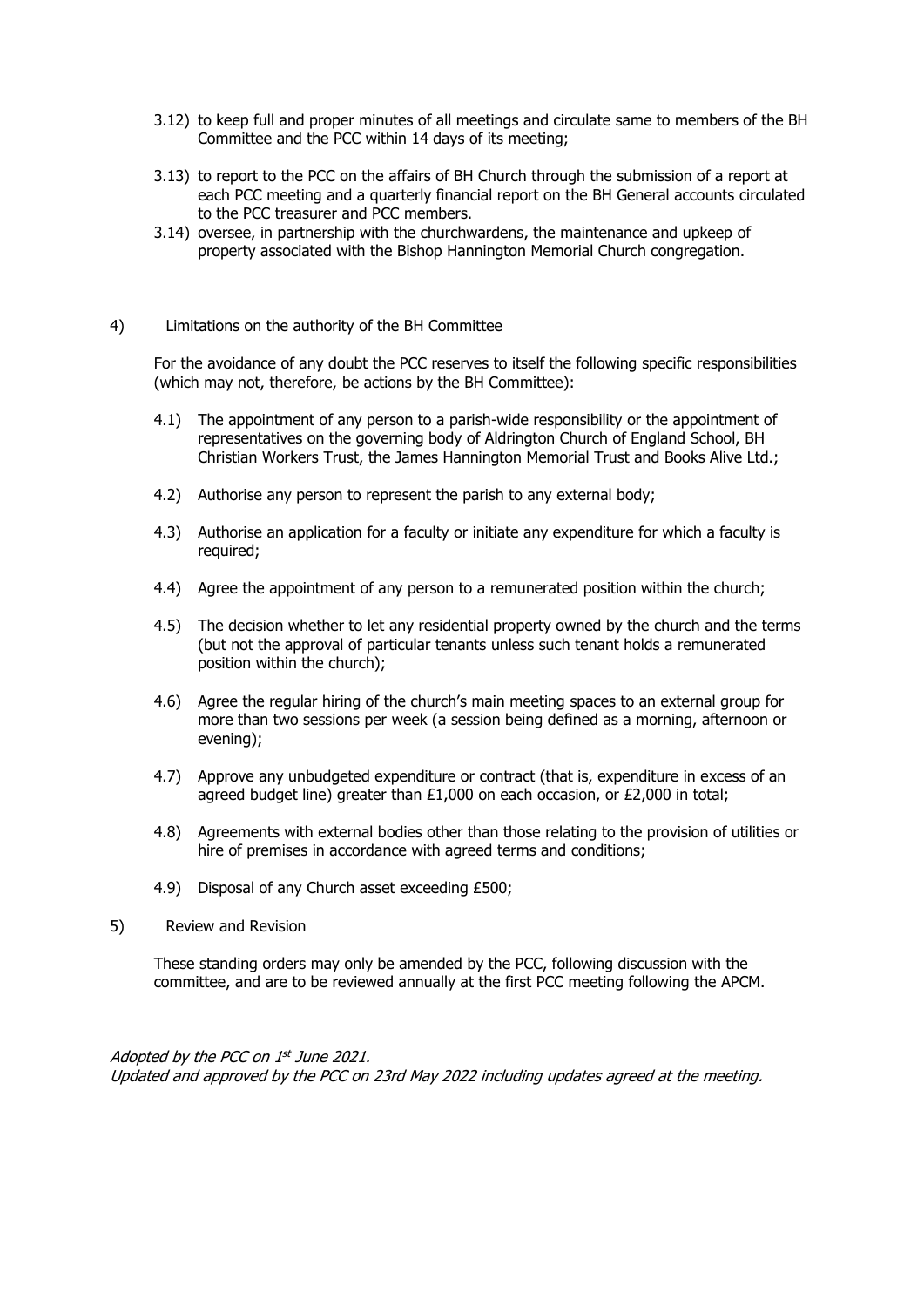3.12) to keep full and proper minutes of all meetings and circulate same to members of the BH Committee and the PCC within 14 days of its meeting;

3.13) to report to the PCC on the affairs of BH Church through the submission of a report at each PCC meeting and a quarterly financial report on the BH General accounts circulated to the PCC treasurer and PCC members.

3.14) oversee, in partnership with the churchwardens, the maintenance and upkeep of property associated with the Bishop Hannington Memorial Church congregation.

4) Limitations on the authority of the BH Committee

For the avoidance of any doubt the PCC reserves to itself the following specific responsibilities (which may not, therefore, be actions by the BH Committee):

4.1) The appointment of any person to a parish-wide responsibility or the appointment of representatives on the governing body of Aldrington Church of England School, BH Christian Workers Trust, the James Hannington Memorial Trust and Books Alive Ltd.;

4.2) Authorise any person to represent the parish to any external body;

4.3) Authorise an application for a faculty or initiate any expenditure for which a faculty is required;

4.4) Agree the appointment of any person to a remunerated position within the church;

4.5) The decision whether to let any residential property owned by the church and the terms (but not the approval of particular tenants unless such tenant holds a remunerated position within the church);

4.6) Agree the regular hiring of the church's main meeting spaces to an external group for more than two sessions per week (a session being defined as a morning, afternoon or evening);

4.7) Approve any unbudgeted expenditure or contract (that is, expenditure in excess of an agreed budget line) greater than £1,000 on each occasion, or £2,000 in total;

4.8) Agreements with external bodies other than those relating to the provision of utilities or hire of premises in accordance with agreed terms and conditions;

4.9) Disposal of any Church asset exceeding £500;

5) Review and Revision

These standing orders may only be amended by the PCC, following discussion with the committee, and are to be reviewed annually at the first PCC meeting following the APCM.

*Adopted by the PCC on 1st June 2021.*
*Updated and approved by the PCC on 23rd May 2022 including updates agreed at the meeting.*